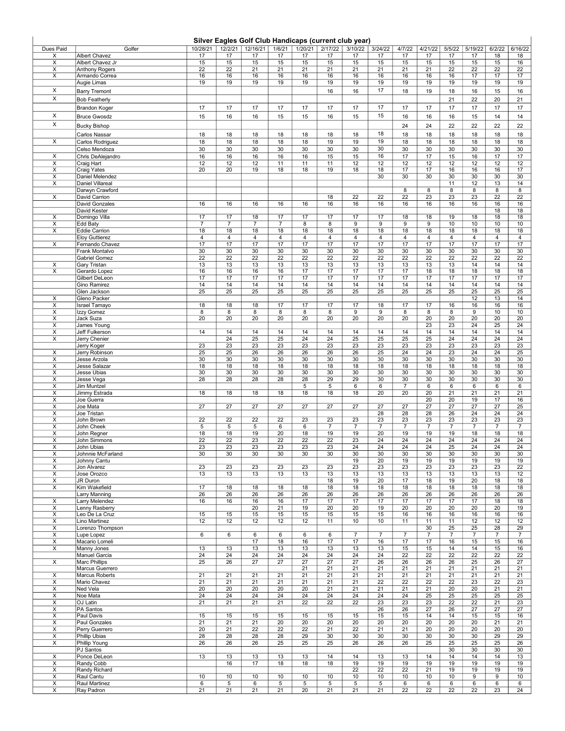# Silver Eagles Golf Club Handicaps (current club year)

| Dues Paid | Golfer | 10/28/21 | 12/2/21 | 12/16/21 | 1/6/21 | 1/20/21 | 2/17/22 | 3/10/22 | 3/24/22 | 4/7/22 | 4/21/22 | 5/5/22 | 5/19/22 | 6/2/22 | 6/16/22 |
|---|---|---|---|---|---|---|---|---|---|---|---|---|---|---|---|
| X | Albert Chavez | 17 | 17 | 17 | 17 | 17 | 17 | 17 | 17 | 17 | 17 | 17 | 17 | 18 | 18 |
| X | Albert Chavez Jr | 15 | 15 | 15 | 15 | 15 | 15 | 15 | 15 | 15 | 15 | 15 | 15 | 15 | 16 |
| X | Anthony Rogers | 22 | 22 | 21 | 21 | 21 | 21 | 21 | 21 | 21 | 21 | 22 | 22 | 22 | 22 |
| X | Armando Correa | 16 | 16 | 16 | 16 | 16 | 16 | 16 | 16 | 16 | 16 | 16 | 17 | 17 | 17 |
| | Augie Limas | 19 | 19 | 19 | 19 | 19 | 19 | 19 | 19 | 19 | 19 | 19 | 19 | 19 | 19 |
| X | Barry Tremont | | | | | | 16 | 16 | 17 | 18 | 19 | 18 | 16 | 15 | 16 |
| X | Bob Featherly | | | | | | | | | | | 21 | 22 | 20 | 21 |
| | Brandon Koger | 17 | 17 | 17 | 17 | 17 | 17 | 17 | 17 | 17 | 17 | 17 | 17 | 17 | 17 |
| X | Bruce Gwosdz | 15 | 16 | 16 | 15 | 15 | 16 | 15 | 15 | 16 | 16 | 16 | 15 | 14 | 14 |
| X | Bucky Bishop | | | | | | | | | 24 | 24 | 22 | 22 | 22 | 22 |
| | Carlos Nassar | 18 | 18 | 18 | 18 | 18 | 18 | 18 | 18 | 18 | 18 | 18 | 18 | 18 | 18 |
| X | Carlos Rodriguez | 18 | 18 | 18 | 18 | 18 | 19 | 19 | 19 | 18 | 18 | 18 | 18 | 18 | 18 |
| | Celso Mendoza | 30 | 30 | 30 | 30 | 30 | 30 | 30 | 30 | 30 | 30 | 30 | 30 | 30 | 30 |
| X | Chris DeAlejandro | 16 | 16 | 16 | 16 | 16 | 15 | 15 | 16 | 17 | 17 | 15 | 16 | 17 | 17 |
| X | Craig Hart | 12 | 12 | 12 | 11 | 11 | 11 | 12 | 12 | 12 | 12 | 12 | 12 | 12 | 12 |
| X | Craig Yates | 20 | 20 | 19 | 18 | 18 | 19 | 18 | 18 | 17 | 17 | 16 | 16 | 16 | 17 |
| X | Daniel Melendez | | | | | | | | 30 | 30 | 30 | 30 | 30 | 30 | 30 |
| X | Daniel Villareal | | | | | | | | | | | 11 | 12 | 13 | 14 |
| | Darwyn Crawford | | | | | | | | | 8 | 8 | 8 | 8 | 8 | 8 |
| X | David Carrion | | | | | | 18 | 22 | 22 | 22 | 23 | 23 | 23 | 22 | 22 |
| | David Gonzales | 16 | 16 | 16 | 16 | 16 | 16 | 16 | 16 | 16 | 16 | 16 | 16 | 16 | 16 |
| | David Kester | | | | | | | | | | | | | 18 | 18 |
| X | Domingo Villa | 17 | 17 | 18 | 17 | 17 | 17 | 17 | 17 | 18 | 18 | 19 | 18 | 18 | 18 |
| X | Edd Baty | 7 | 7 | 7 | 7 | 8 | 8 | 9 | 9 | 9 | 9 | 10 | 10 | 10 | 10 |
| X | Eddie Carrion | 18 | 18 | 18 | 18 | 18 | 18 | 18 | 18 | 18 | 18 | 18 | 18 | 18 | 18 |
| | Eloy Guttierez | 4 | 4 | 4 | 4 | 4 | 4 | 4 | 4 | 4 | 4 | 4 | 4 | 4 | 4 |
| X | Fernando Chavez | 17 | 17 | 17 | 17 | 17 | 17 | 17 | 17 | 17 | 17 | 17 | 17 | 17 | 17 |
| | Frank Montalvo | 30 | 30 | 30 | 30 | 30 | 30 | 30 | 30 | 30 | 30 | 30 | 30 | 30 | 30 |
| | Gabriel Gomez | 22 | 22 | 22 | 22 | 22 | 22 | 22 | 22 | 22 | 22 | 22 | 22 | 22 | 22 |
| X | Gary Tristan | 13 | 13 | 13 | 13 | 13 | 13 | 13 | 13 | 13 | 13 | 13 | 14 | 14 | 14 |
| X | Gerardo Lopez | 16 | 16 | 16 | 16 | 17 | 17 | 17 | 17 | 17 | 18 | 18 | 18 | 18 | 18 |
| | Gilbert DeLeon | 17 | 17 | 17 | 17 | 17 | 17 | 17 | 17 | 17 | 17 | 17 | 17 | 17 | 17 |
| | Gino Ramirez | 14 | 14 | 14 | 14 | 14 | 14 | 14 | 14 | 14 | 14 | 14 | 14 | 14 | 14 |
| | Glen Jackson | 25 | 25 | 25 | 25 | 25 | 25 | 25 | 25 | 25 | 25 | 25 | 25 | 25 | 25 |
| X | Gleno Packer | | | | | | | | | | | | 12 | 13 | 14 |
| X | Israel Tamayo | 18 | 18 | 18 | 17 | 17 | 17 | 17 | 18 | 17 | 17 | 16 | 16 | 16 | 16 |
| X | Izzy Gomez | 8 | 8 | 8 | 8 | 8 | 8 | 9 | 9 | 8 | 8 | 8 | 9 | 10 | 10 |
| X | Jack Suza | 20 | 20 | 20 | 20 | 20 | 20 | 20 | 20 | 20 | 20 | 20 | 20 | 20 | 20 |
| X | James Young | | | | | | | | | | 23 | 23 | 24 | 25 | 24 |
| X | Jeff Fulkerson | 14 | 14 | 14 | 14 | 14 | 14 | 14 | 14 | 14 | 14 | 14 | 14 | 14 | 14 |
| X | Jerry Chenier | | 24 | 25 | 25 | 24 | 24 | 25 | 25 | 25 | 25 | 24 | 24 | 24 | 24 |
| | Jerry Koger | 23 | 23 | 23 | 23 | 23 | 23 | 23 | 23 | 23 | 23 | 23 | 23 | 23 | 23 |
| X | Jerry Robinson | 25 | 25 | 26 | 26 | 26 | 26 | 26 | 25 | 24 | 24 | 23 | 24 | 24 | 25 |
| X | Jesse Arzola | 30 | 30 | 30 | 30 | 30 | 30 | 30 | 30 | 30 | 30 | 30 | 30 | 30 | 30 |
| X | Jesse Salazar | 18 | 18 | 18 | 18 | 18 | 18 | 18 | 18 | 18 | 18 | 18 | 18 | 18 | 18 |
| X | Jesse Ubias | 30 | 30 | 30 | 30 | 30 | 30 | 30 | 30 | 30 | 30 | 30 | 30 | 30 | 30 |
| X | Jesse Vega | 28 | 28 | 28 | 28 | 28 | 29 | 29 | 30 | 30 | 30 | 30 | 30 | 30 | 30 |
| X | Jim Muntzel | | | | | 5 | 5 | 6 | 6 | 7 | 6 | 6 | 6 | 6 | 6 |
| X | Jimmy Estrada | 18 | 18 | 18 | 18 | 18 | 18 | 18 | 20 | 20 | 20 | 21 | 21 | 21 | 21 |
| X | Joe Guerra | | | | | | | | | | 20 | 20 | 19 | 17 | 16 |
| X | Joe Mata | 27 | 27 | 27 | 27 | 27 | 27 | 27 | 27 | 27 | 27 | 27 | 27 | 27 | 25 |
| X | Joe Tristan | | | | | | | | 28 | 28 | 28 | 26 | 24 | 24 | 24 |
| X | John Brown | 22 | 22 | 22 | 22 | 23 | 23 | 23 | 23 | 23 | 23 | 23 | 23 | 23 | 23 |
| X | John Cheek | 5 | 5 | 5 | 6 | 6 | 7 | 7 | 7 | 7 | 7 | 7 | 7 | 7 | 7 |
| X | John Regner | 18 | 18 | 19 | 20 | 18 | 19 | 19 | 20 | 19 | 19 | 19 | 18 | 18 | 18 |
| X | John Simmons | 22 | 22 | 23 | 22 | 22 | 22 | 23 | 24 | 24 | 24 | 24 | 24 | 24 | 24 |
| X | John Ubias | 23 | 23 | 23 | 23 | 23 | 23 | 24 | 24 | 24 | 24 | 25 | 24 | 24 | 24 |
| X | Johnnie McFarland | 30 | 30 | 30 | 30 | 30 | 30 | 30 | 30 | 30 | 30 | 30 | 30 | 30 | 30 |
| X | Johnny Cantu | | | | | | | 19 | 20 | 19 | 19 | 19 | 19 | 19 | 19 |
| X | Jon Alvarez | 23 | 23 | 23 | 23 | 23 | 23 | 23 | 23 | 23 | 23 | 23 | 23 | 23 | 22 |
| X | Jose Orozco | 13 | 13 | 13 | 13 | 13 | 13 | 13 | 13 | 13 | 13 | 13 | 13 | 13 | 12 |
| X | JR Duron | | | | | | 18 | 19 | 20 | 17 | 18 | 19 | 20 | 18 | 18 |
| X | Kim Wakefield | 17 | 18 | 18 | 18 | 18 | 18 | 18 | 18 | 18 | 18 | 18 | 18 | 18 | 18 |
| | Larry Manning | 26 | 26 | 26 | 26 | 26 | 26 | 26 | 26 | 26 | 26 | 26 | 26 | 26 | 26 |
| X | Larry Melendez | 16 | 16 | 16 | 16 | 17 | 17 | 17 | 17 | 17 | 17 | 17 | 17 | 18 | 18 |
| X | Lenny Rasberry | | | 20 | 21 | 19 | 20 | 20 | 19 | 20 | 20 | 20 | 20 | 20 | 19 |
| X | Leo De La Cruz | 15 | 15 | 15 | 15 | 15 | 15 | 15 | 15 | 16 | 16 | 16 | 16 | 16 | 16 |
| X | Lino Martinez | 12 | 12 | 12 | 12 | 12 | 11 | 10 | 10 | 11 | 11 | 11 | 12 | 12 | 12 |
| X | Lorenzo Thompson | | | | | | | | | | 30 | 25 | 25 | 28 | 29 |
| X | Lupe Lopez | 6 | 6 | 6 | 6 | 6 | 6 | 7 | 7 | 7 | 7 | 7 | 7 | 7 | 7 |
| X | Macario Lomeli | | | 17 | 18 | 16 | 17 | 17 | 16 | 17 | 17 | 16 | 15 | 15 | 16 |
| X | Manny Jones | 13 | 13 | 13 | 13 | 13 | 13 | 13 | 13 | 15 | 15 | 14 | 14 | 15 | 16 |
| | Manuel Garcia | 24 | 24 | 24 | 24 | 24 | 24 | 24 | 24 | 22 | 22 | 22 | 22 | 22 | 22 |
| X | Marc Phillips | 25 | 26 | 27 | 27 | 27 | 27 | 27 | 26 | 26 | 26 | 26 | 25 | 26 | 27 |
| | Marcus Guerrero | | | | | 21 | 21 | 21 | 21 | 21 | 21 | 21 | 21 | 21 | 21 |
| X | Marcus Roberts | 21 | 21 | 21 | 21 | 21 | 21 | 21 | 21 | 21 | 21 | 21 | 21 | 21 | 21 |
| X | Mario Chavez | 21 | 21 | 21 | 21 | 21 | 21 | 21 | 22 | 22 | 22 | 22 | 23 | 22 | 23 |
| X | Ned Vela | 20 | 20 | 20 | 20 | 20 | 21 | 21 | 21 | 21 | 21 | 20 | 20 | 21 | 21 |
| X | Noe Mata | 24 | 24 | 24 | 24 | 24 | 24 | 24 | 24 | 24 | 25 | 25 | 25 | 25 | 25 |
| X | OJ Latin | 21 | 21 | 21 | 21 | 22 | 22 | 22 | 23 | 23 | 23 | 22 | 22 | 21 | 23 |
| X | PA Santos | | | | | | | | 26 | 26 | 27 | 26 | 27 | 27 | 27 |
| X | Paul Davis | 15 | 15 | 15 | 15 | 15 | 15 | 15 | 15 | 15 | 14 | 14 | 15 | 15 | 16 |
| X | Paul Gonzales | 21 | 21 | 21 | 20 | 20 | 20 | 20 | 20 | 20 | 20 | 20 | 20 | 21 | 21 |
| X | Perry Guerrero | 20 | 21 | 22 | 22 | 22 | 21 | 22 | 21 | 21 | 20 | 20 | 20 | 20 | 20 |
| X | Phillip Ubias | 28 | 28 | 28 | 28 | 29 | 30 | 30 | 30 | 30 | 30 | 30 | 30 | 29 | 29 |
| X | Phillip Young | 26 | 26 | 26 | 25 | 25 | 25 | 26 | 26 | 26 | 25 | 25 | 25 | 25 | 26 |
| | PJ Santos | | | | | | | | | | | 30 | 30 | 30 | 30 |
| X | Ponce DeLeon | 13 | 13 | 13 | 13 | 13 | 14 | 14 | 13 | 13 | 14 | 14 | 14 | 14 | 13 |
| X | Randy Cobb | | 16 | 17 | 18 | 18 | 18 | 19 | 19 | 19 | 19 | 19 | 19 | 19 | 19 |
| X | Randy Richard | | | | | | | 22 | 22 | 22 | 21 | 19 | 19 | 19 | 19 |
| X | Raul Cantu | 10 | 10 | 10 | 10 | 10 | 10 | 10 | 10 | 10 | 10 | 10 | 9 | 9 | 10 |
| X | Raul Martinez | 6 | 5 | 6 | 5 | 5 | 5 | 5 | 5 | 6 | 6 | 6 | 6 | 6 | 6 |
| X | Ray Padron | 21 | 21 | 21 | 21 | 20 | 21 | 21 | 21 | 22 | 22 | 22 | 22 | 23 | 24 |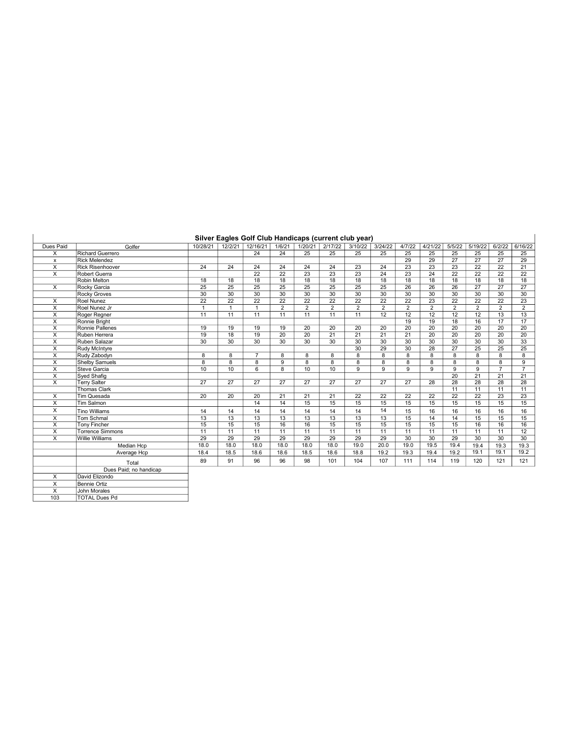## Silver Eagles Golf Club Handicaps (current club year)

| Dues Paid | Golfer | 10/28/21 | 12/2/21 | 12/16/21 | 1/6/21 | 1/20/21 | 2/17/22 | 3/10/22 | 3/24/22 | 4/7/22 | 4/21/22 | 5/5/22 | 5/19/22 | 6/2/22 | 6/16/22 |
|---|---|---|---|---|---|---|---|---|---|---|---|---|---|---|---|
| X | Richard Guerrero | | | 24 | 24 | 25 | 25 | 25 | 25 | 25 | 25 | 25 | 25 | 25 | 25 |
| x | Rick Melendez | | | | | | | | | 29 | 29 | 27 | 27 | 27 | 29 |
| X | Rick Risenhoover | 24 | 24 | 24 | 24 | 24 | 24 | 23 | 24 | 23 | 23 | 23 | 22 | 22 | 21 |
| X | Robert Guerra | | | 22 | 22 | 23 | 23 | 23 | 24 | 23 | 24 | 22 | 22 | 22 | 22 |
| | Robin Melton | 18 | 18 | 18 | 18 | 18 | 18 | 18 | 18 | 18 | 18 | 18 | 18 | 18 | 18 |
| X | Rocky Garcia | 25 | 25 | 25 | 25 | 25 | 25 | 25 | 25 | 26 | 26 | 26 | 27 | 27 | 27 |
| | Rocky Groves | 30 | 30 | 30 | 30 | 30 | 30 | 30 | 30 | 30 | 30 | 30 | 30 | 30 | 30 |
| X | Roel Nunez | 22 | 22 | 22 | 22 | 22 | 22 | 22 | 22 | 22 | 23 | 22 | 22 | 22 | 23 |
| X | Roel Nunez Jr | 1 | 1 | 1 | 2 | 2 | 2 | 2 | 2 | 2 | 2 | 2 | 2 | 2 | 2 |
| X | Roger Regner | 11 | 11 | 11 | 11 | 11 | 11 | 11 | 12 | 12 | 12 | 12 | 12 | 13 | 13 |
| X | Ronnie Bright | | | | | | | | | 19 | 19 | 18 | 16 | 17 | 17 |
| X | Ronnie Pallenes | 19 | 19 | 19 | 19 | 20 | 20 | 20 | 20 | 20 | 20 | 20 | 20 | 20 | 20 |
| X | Ruben Herrera | 19 | 18 | 19 | 20 | 20 | 21 | 21 | 21 | 21 | 20 | 20 | 20 | 20 | 20 |
| X | Ruben Salazar | 30 | 30 | 30 | 30 | 30 | 30 | 30 | 30 | 30 | 30 | 30 | 30 | 30 | 33 |
| X | Rudy McIntyre | | | | | | | 30 | 29 | 30 | 28 | 27 | 25 | 25 | 25 |
| X | Rudy Zabodyn | 8 | 8 | 7 | 8 | 8 | 8 | 8 | 8 | 8 | 8 | 8 | 8 | 8 | 8 |
| X | Shelby Samuels | 8 | 8 | 8 | 9 | 8 | 8 | 8 | 8 | 8 | 8 | 8 | 8 | 8 | 9 |
| X | Steve Garcia | 10 | 10 | 6 | 8 | 10 | 10 | 9 | 9 | 9 | 9 | 9 | 9 | 7 | 7 |
| X | Syed Shafig | | | | | | | | | | | 20 | 21 | 21 | 21 |
| X | Terry Salter | 27 | 27 | 27 | 27 | 27 | 27 | 27 | 27 | 27 | 28 | 28 | 28 | 28 | 28 |
| | Thomas Clark | | | | | | | | | | | 11 | 11 | 11 | 11 |
| X | Tim Quesada | 20 | 20 | 20 | 21 | 21 | 21 | 22 | 22 | 22 | 22 | 22 | 22 | 23 | 23 |
| X | Tim Salmon | | | 14 | 14 | 15 | 15 | 15 | 15 | 15 | 15 | 15 | 15 | 15 | 15 |
| X | Tino Williams | 14 | 14 | 14 | 14 | 14 | 14 | 14 | 14 | 15 | 16 | 16 | 16 | 16 | 16 |
| X | Tom Schmal | 13 | 13 | 13 | 13 | 13 | 13 | 13 | 13 | 15 | 14 | 14 | 15 | 15 | 15 |
| X | Tony Fincher | 15 | 15 | 15 | 16 | 16 | 15 | 15 | 15 | 15 | 15 | 15 | 16 | 16 | 16 |
| X | Torrence Simmons | 11 | 11 | 11 | 11 | 11 | 11 | 11 | 11 | 11 | 11 | 11 | 11 | 11 | 12 |
| X | Willie Williams | 29 | 29 | 29 | 29 | 29 | 29 | 29 | 29 | 30 | 30 | 29 | 30 | 30 | 30 |
| | Median Hcp | 18.0 | 18.0 | 18.0 | 18.0 | 18.0 | 18.0 | 19.0 | 20.0 | 19.0 | 19.5 | 19.4 | 19.4 | 19.3 | 19.3 |
| | Average Hcp | 18.4 | 18.5 | 18.6 | 18.6 | 18.5 | 18.6 | 18.8 | 19.2 | 19.3 | 19.4 | 19.2 | 19.1 | 19.1 | 19.2 |
| | Total | 89 | 91 | 96 | 96 | 98 | 101 | 104 | 107 | 111 | 114 | 119 | 120 | 121 | 121 |
| | Dues Paid; no handicap | | | | | | | | | | | | | | |
| X | David Elizondo | | | | | | | | | | | | | | |
| X | Bennie Ortiz | | | | | | | | | | | | | | |
| X | John Morales | | | | | | | | | | | | | | |
| 103 | TOTAL Dues Pd | | | | | | | | | | | | | | |